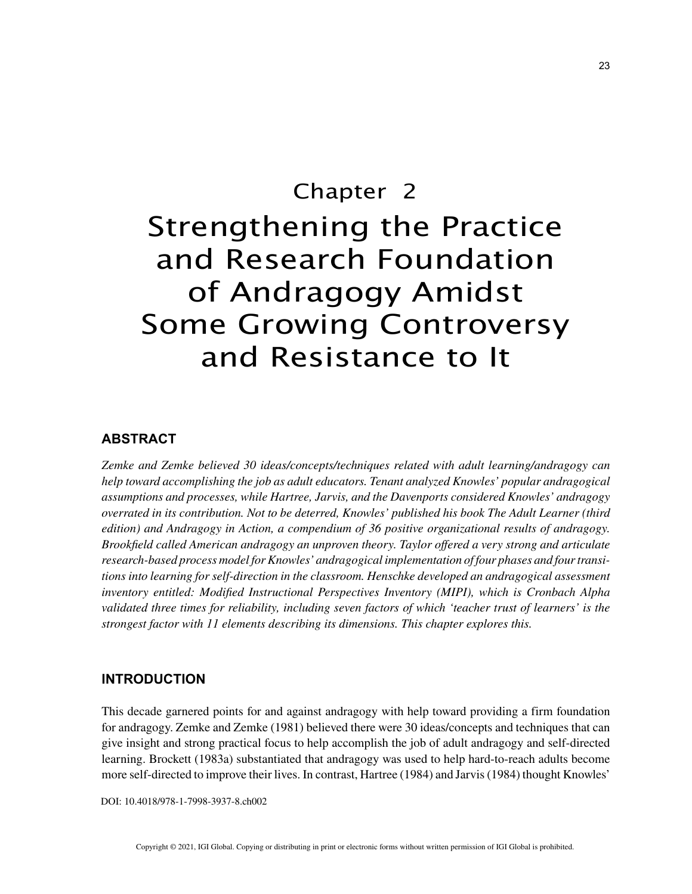# Chapter 2
# Strengthening the Practice and Research Foundation of Andragogy Amidst Some Growing Controversy and Resistance to It

## ABSTRACT

*Zemke and Zemke believed 30 ideas/concepts/techniques related with adult learning/andragogy can help toward accomplishing the job as adult educators. Tenant analyzed Knowles' popular andragogical assumptions and processes, while Hartree, Jarvis, and the Davenports considered Knowles' andragogy overrated in its contribution. Not to be deterred, Knowles' published his book The Adult Learner (third edition) and Andragogy in Action, a compendium of 36 positive organizational results of andragogy. Brookfield called American andragogy an unproven theory. Taylor offered a very strong and articulate research-based process model for Knowles' andragogical implementation of four phases and four transitions into learning for self-direction in the classroom. Henschke developed an andragogical assessment inventory entitled: Modified Instructional Perspectives Inventory (MIPI), which is Cronbach Alpha validated three times for reliability, including seven factors of which 'teacher trust of learners' is the strongest factor with 11 elements describing its dimensions. This chapter explores this.*

## INTRODUCTION

This decade garnered points for and against andragogy with help toward providing a firm foundation for andragogy. Zemke and Zemke (1981) believed there were 30 ideas/concepts and techniques that can give insight and strong practical focus to help accomplish the job of adult andragogy and self-directed learning. Brockett (1983a) substantiated that andragogy was used to help hard-to-reach adults become more self-directed to improve their lives. In contrast, Hartree (1984) and Jarvis (1984) thought Knowles'

DOI: 10.4018/978-1-7998-3937-8.ch002

Copyright © 2021, IGI Global. Copying or distributing in print or electronic forms without written permission of IGI Global is prohibited.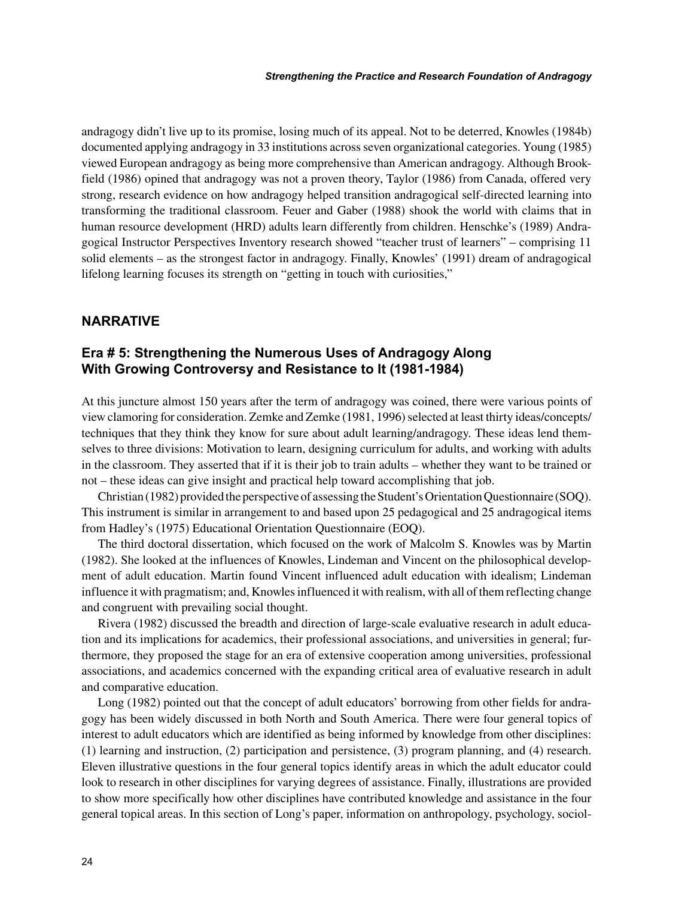andragogy didn't live up to its promise, losing much of its appeal. Not to be deterred, Knowles (1984b) documented applying andragogy in 33 institutions across seven organizational categories. Young (1985) viewed European andragogy as being more comprehensive than American andragogy. Although Brookfield (1986) opined that andragogy was not a proven theory, Taylor (1986) from Canada, offered very strong, research evidence on how andragogy helped transition andragogical self-directed learning into transforming the traditional classroom. Feuer and Gaber (1988) shook the world with claims that in human resource development (HRD) adults learn differently from children. Henschke's (1989) Andragogical Instructor Perspectives Inventory research showed "teacher trust of learners" – comprising 11 solid elements – as the strongest factor in andragogy. Finally, Knowles' (1991) dream of andragogical lifelong learning focuses its strength on "getting in touch with curiosities,"

## NARRATIVE

### Era # 5: Strengthening the Numerous Uses of Andragogy Along With Growing Controversy and Resistance to It (1981-1984)

At this juncture almost 150 years after the term of andragogy was coined, there were various points of view clamoring for consideration. Zemke and Zemke (1981, 1996) selected at least thirty ideas/concepts/techniques that they think they know for sure about adult learning/andragogy. These ideas lend themselves to three divisions: Motivation to learn, designing curriculum for adults, and working with adults in the classroom. They asserted that if it is their job to train adults – whether they want to be trained or not – these ideas can give insight and practical help toward accomplishing that job.

Christian (1982) provided the perspective of assessing the Student's Orientation Questionnaire (SOQ). This instrument is similar in arrangement to and based upon 25 pedagogical and 25 andragogical items from Hadley's (1975) Educational Orientation Questionnaire (EOQ).

The third doctoral dissertation, which focused on the work of Malcolm S. Knowles was by Martin (1982). She looked at the influences of Knowles, Lindeman and Vincent on the philosophical development of adult education. Martin found Vincent influenced adult education with idealism; Lindeman influence it with pragmatism; and, Knowles influenced it with realism, with all of them reflecting change and congruent with prevailing social thought.

Rivera (1982) discussed the breadth and direction of large-scale evaluative research in adult education and its implications for academics, their professional associations, and universities in general; furthermore, they proposed the stage for an era of extensive cooperation among universities, professional associations, and academics concerned with the expanding critical area of evaluative research in adult and comparative education.

Long (1982) pointed out that the concept of adult educators' borrowing from other fields for andragogy has been widely discussed in both North and South America. There were four general topics of interest to adult educators which are identified as being informed by knowledge from other disciplines: (1) learning and instruction, (2) participation and persistence, (3) program planning, and (4) research. Eleven illustrative questions in the four general topics identify areas in which the adult educator could look to research in other disciplines for varying degrees of assistance. Finally, illustrations are provided to show more specifically how other disciplines have contributed knowledge and assistance in the four general topical areas. In this section of Long's paper, information on anthropology, psychology, sociol-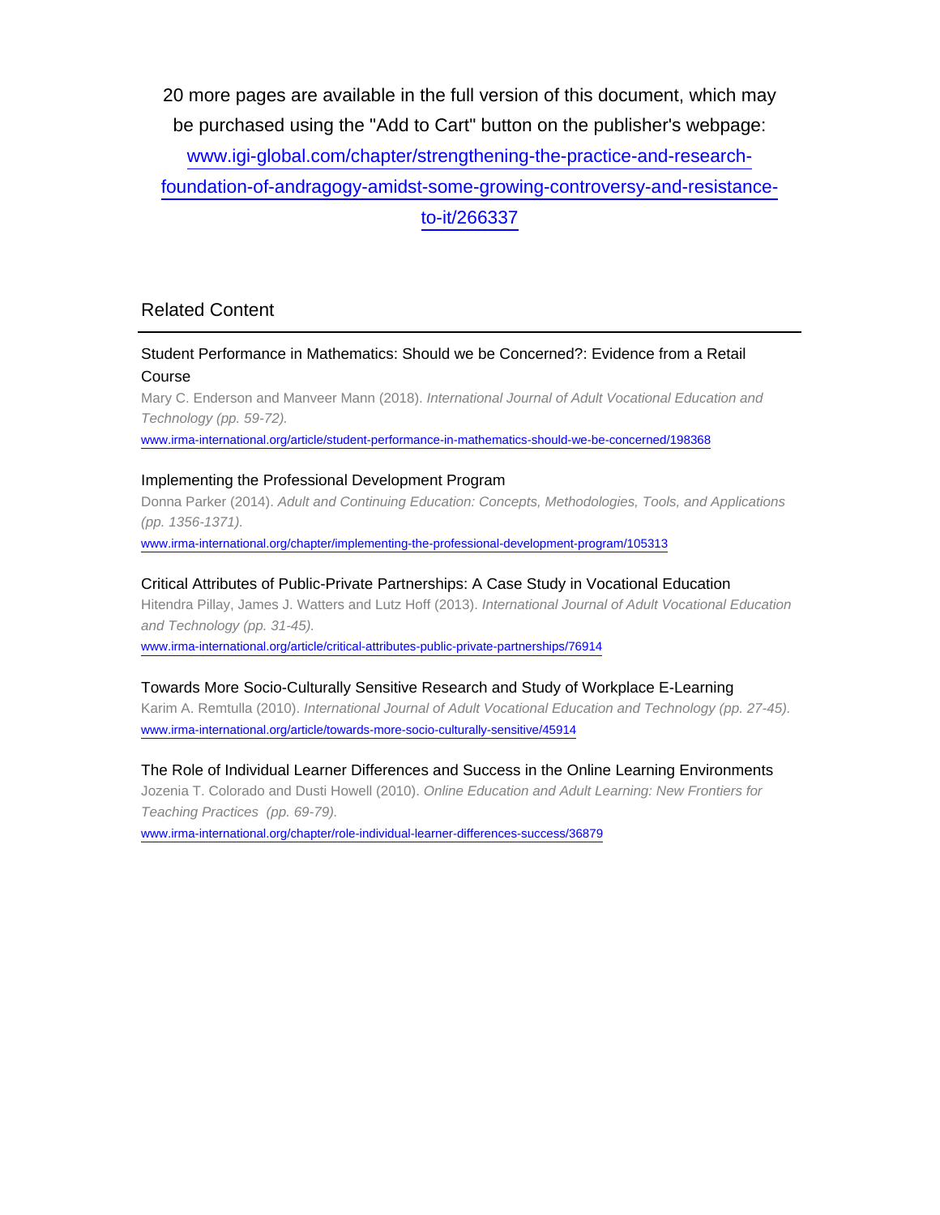20 more pages are available in the full version of this document, which may be purchased using the "Add to Cart" button on the publisher's webpage: [www.igi-global.com/chapter/strengthening-the-practice-and-research-foundation-of-andragogy-amidst-some-growing-controversy-and-resistance-to-it/266337](www.igi-global.com/chapter/strengthening-the-practice-and-research-foundation-of-andragogy-amidst-some-growing-controversy-and-resistance-to-it/266337)

## Related Content

**Student Performance in Mathematics: Should we be Concerned?: Evidence from a Retail Course**
Mary C. Enderson and Manveer Mann (2018). *International Journal of Adult Vocational Education and Technology (pp. 59-72).*
[www.irma-international.org/article/student-performance-in-mathematics-should-we-be-concerned/198368](www.irma-international.org/article/student-performance-in-mathematics-should-we-be-concerned/198368)

**Implementing the Professional Development Program**
Donna Parker (2014). *Adult and Continuing Education: Concepts, Methodologies, Tools, and Applications (pp. 1356-1371).*
[www.irma-international.org/chapter/implementing-the-professional-development-program/105313](www.irma-international.org/chapter/implementing-the-professional-development-program/105313)

**Critical Attributes of Public-Private Partnerships: A Case Study in Vocational Education**
Hitendra Pillay, James J. Watters and Lutz Hoff (2013). *International Journal of Adult Vocational Education and Technology (pp. 31-45).*
[www.irma-international.org/article/critical-attributes-public-private-partnerships/76914](www.irma-international.org/article/critical-attributes-public-private-partnerships/76914)

**Towards More Socio-Culturally Sensitive Research and Study of Workplace E-Learning**
Karim A. Remtulla (2010). *International Journal of Adult Vocational Education and Technology (pp. 27-45).*
[www.irma-international.org/article/towards-more-socio-culturally-sensitive/45914](www.irma-international.org/article/towards-more-socio-culturally-sensitive/45914)

**The Role of Individual Learner Differences and Success in the Online Learning Environments**
Jozenia T. Colorado and Dusti Howell (2010). *Online Education and Adult Learning: New Frontiers for Teaching Practices (pp. 69-79).*
[www.irma-international.org/chapter/role-individual-learner-differences-success/36879](www.irma-international.org/chapter/role-individual-learner-differences-success/36879)